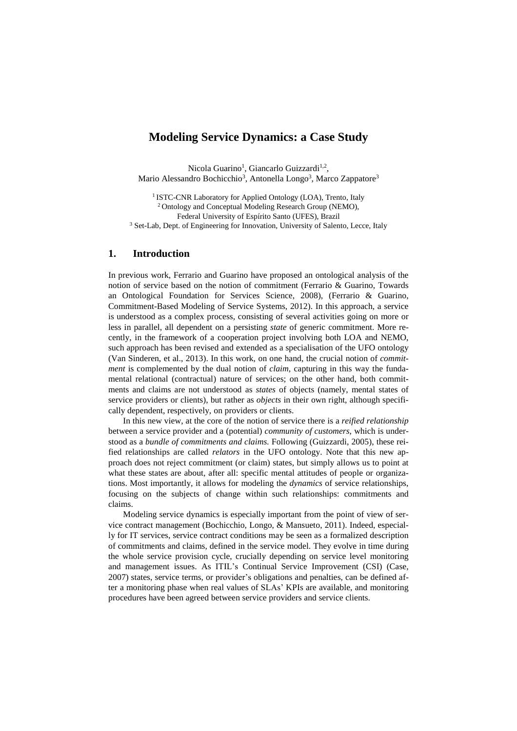# Modeling Service Dynamics: a Case Study

Nicola Guarino[1], Giancarlo Guizzardi[1,2],
Mario Alessandro Bochicchio[3], Antonella Longo[3], Marco Zappatore[3]

[1] ISTC-CNR Laboratory for Applied Ontology (LOA), Trento, Italy
[2] Ontology and Conceptual Modeling Research Group (NEMO), Federal University of Espírito Santo (UFES), Brazil
[3] Set-Lab, Dept. of Engineering for Innovation, University of Salento, Lecce, Italy

## 1. Introduction

In previous work, Ferrario and Guarino have proposed an ontological analysis of the notion of service based on the notion of commitment (Ferrario & Guarino, Towards an Ontological Foundation for Services Science, 2008), (Ferrario & Guarino, Commitment-Based Modeling of Service Systems, 2012). In this approach, a service is understood as a complex process, consisting of several activities going on more or less in parallel, all dependent on a persisting *state* of generic commitment. More recently, in the framework of a cooperation project involving both LOA and NEMO, such approach has been revised and extended as a specialisation of the UFO ontology (Van Sinderen, et al., 2013). In this work, on one hand, the crucial notion of *commitment* is complemented by the dual notion of *claim,* capturing in this way the fundamental relational (contractual) nature of services; on the other hand, both commitments and claims are not understood as *states* of objects (namely, mental states of service providers or clients), but rather as *objects* in their own right, although specifically dependent, respectively, on providers or clients.

In this new view, at the core of the notion of service there is a *reified relationship* between a service provider and a (potential) *community of customers,* which is understood as a *bundle of commitments and claims.* Following (Guizzardi, 2005), these reified relationships are called *relators* in the UFO ontology. Note that this new approach does not reject commitment (or claim) states, but simply allows us to point at what these states are about, after all: specific mental attitudes of people or organizations. Most importantly, it allows for modeling the *dynamics* of service relationships, focusing on the subjects of change within such relationships: commitments and claims.

Modeling service dynamics is especially important from the point of view of service contract management (Bochicchio, Longo, & Mansueto, 2011). Indeed, especially for IT services, service contract conditions may be seen as a formalized description of commitments and claims, defined in the service model. They evolve in time during the whole service provision cycle, crucially depending on service level monitoring and management issues. As ITIL's Continual Service Improvement (CSI) (Case, 2007) states, service terms, or provider's obligations and penalties, can be defined after a monitoring phase when real values of SLAs' KPIs are available, and monitoring procedures have been agreed between service providers and service clients.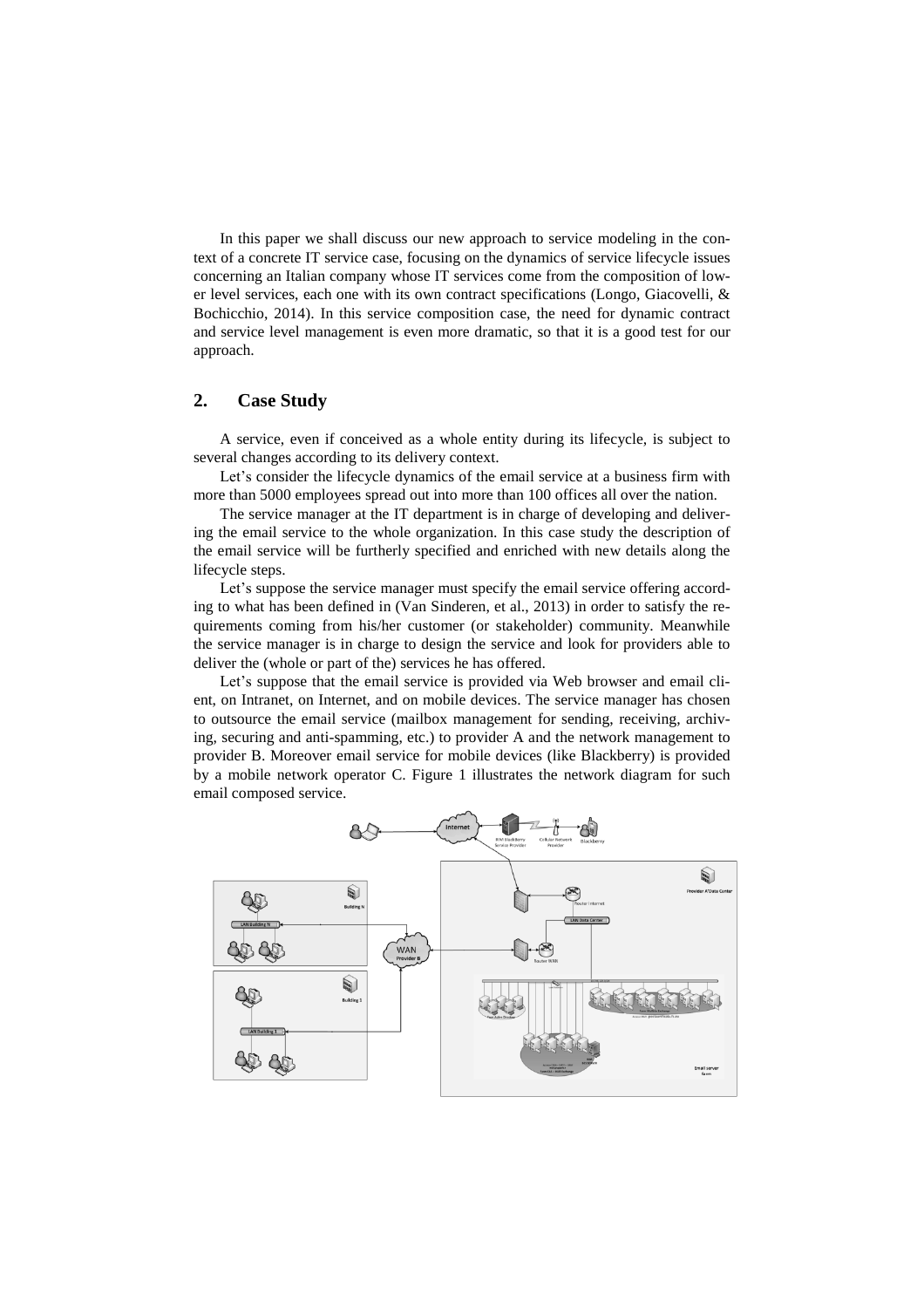In this paper we shall discuss our new approach to service modeling in the context of a concrete IT service case, focusing on the dynamics of service lifecycle issues concerning an Italian company whose IT services come from the composition of lower level services, each one with its own contract specifications (Longo, Giacovelli, & Bochicchio, 2014). In this service composition case, the need for dynamic contract and service level management is even more dramatic, so that it is a good test for our approach.

## 2. Case Study

A service, even if conceived as a whole entity during its lifecycle, is subject to several changes according to its delivery context.

Let's consider the lifecycle dynamics of the email service at a business firm with more than 5000 employees spread out into more than 100 offices all over the nation.

The service manager at the IT department is in charge of developing and delivering the email service to the whole organization. In this case study the description of the email service will be furtherly specified and enriched with new details along the lifecycle steps.

Let's suppose the service manager must specify the email service offering according to what has been defined in (Van Sinderen, et al., 2013) in order to satisfy the requirements coming from his/her customer (or stakeholder) community. Meanwhile the service manager is in charge to design the service and look for providers able to deliver the (whole or part of the) services he has offered.

Let's suppose that the email service is provided via Web browser and email client, on Intranet, on Internet, and on mobile devices. The service manager has chosen to outsource the email service (mailbox management for sending, receiving, archiving, securing and anti-spamming, etc.) to provider A and the network management to provider B. Moreover email service for mobile devices (like Blackberry) is provided by a mobile network operator C. Figure 1 illustrates the network diagram for such email composed service.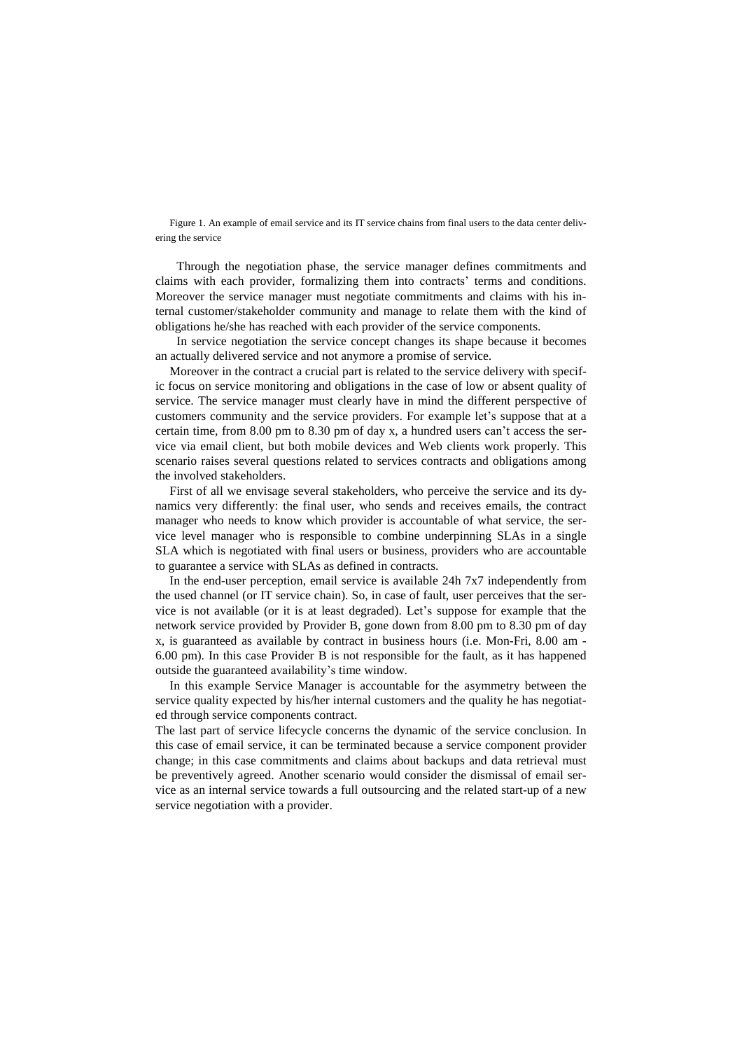Figure 1. An example of email service and its IT service chains from final users to the data center delivering the service

Through the negotiation phase, the service manager defines commitments and claims with each provider, formalizing them into contracts' terms and conditions. Moreover the service manager must negotiate commitments and claims with his internal customer/stakeholder community and manage to relate them with the kind of obligations he/she has reached with each provider of the service components.

In service negotiation the service concept changes its shape because it becomes an actually delivered service and not anymore a promise of service.

Moreover in the contract a crucial part is related to the service delivery with specific focus on service monitoring and obligations in the case of low or absent quality of service. The service manager must clearly have in mind the different perspective of customers community and the service providers. For example let's suppose that at a certain time, from 8.00 pm to 8.30 pm of day x, a hundred users can't access the service via email client, but both mobile devices and Web clients work properly. This scenario raises several questions related to services contracts and obligations among the involved stakeholders.

First of all we envisage several stakeholders, who perceive the service and its dynamics very differently: the final user, who sends and receives emails, the contract manager who needs to know which provider is accountable of what service, the service level manager who is responsible to combine underpinning SLAs in a single SLA which is negotiated with final users or business, providers who are accountable to guarantee a service with SLAs as defined in contracts.

In the end-user perception, email service is available 24h 7x7 independently from the used channel (or IT service chain). So, in case of fault, user perceives that the service is not available (or it is at least degraded). Let's suppose for example that the network service provided by Provider B, gone down from 8.00 pm to 8.30 pm of day x, is guaranteed as available by contract in business hours (i.e. Mon-Fri, 8.00 am - 6.00 pm). In this case Provider B is not responsible for the fault, as it has happened outside the guaranteed availability's time window.

In this example Service Manager is accountable for the asymmetry between the service quality expected by his/her internal customers and the quality he has negotiated through service components contract.

The last part of service lifecycle concerns the dynamic of the service conclusion. In this case of email service, it can be terminated because a service component provider change; in this case commitments and claims about backups and data retrieval must be preventively agreed. Another scenario would consider the dismissal of email service as an internal service towards a full outsourcing and the related start-up of a new service negotiation with a provider.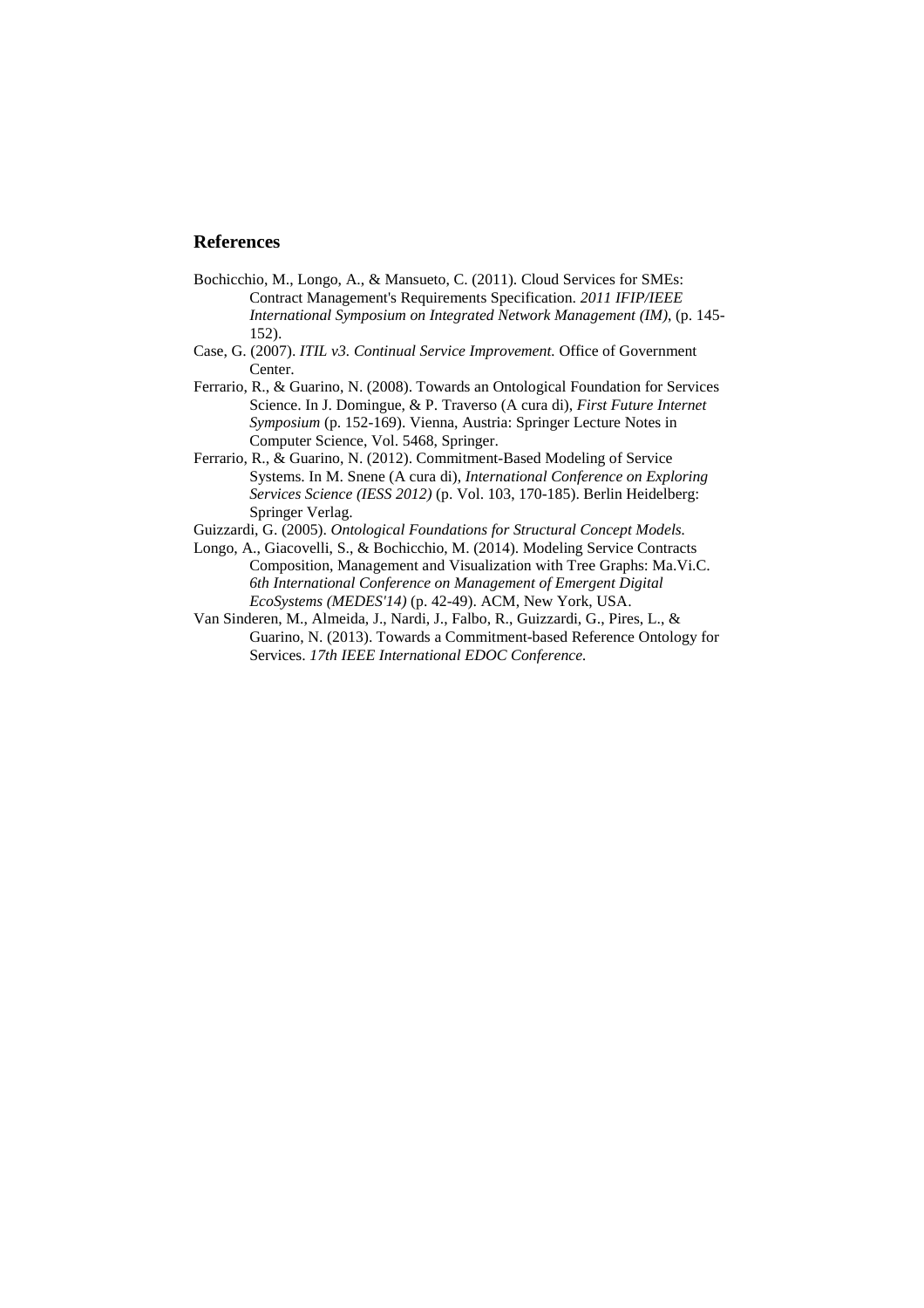## References

Bochicchio, M., Longo, A., & Mansueto, C. (2011). Cloud Services for SMEs: Contract Management's Requirements Specification. *2011 IFIP/IEEE International Symposium on Integrated Network Management (IM)*, (p. 145-152).

Case, G. (2007). *ITIL v3. Continual Service Improvement.* Office of Government Center.

Ferrario, R., & Guarino, N. (2008). Towards an Ontological Foundation for Services Science. In J. Domingue, & P. Traverso (A cura di), *First Future Internet Symposium* (p. 152-169). Vienna, Austria: Springer Lecture Notes in Computer Science, Vol. 5468, Springer.

Ferrario, R., & Guarino, N. (2012). Commitment-Based Modeling of Service Systems. In M. Snene (A cura di), *International Conference on Exploring Services Science (IESS 2012)* (p. Vol. 103, 170-185). Berlin Heidelberg: Springer Verlag.

Guizzardi, G. (2005). *Ontological Foundations for Structural Concept Models.*

Longo, A., Giacovelli, S., & Bochicchio, M. (2014). Modeling Service Contracts Composition, Management and Visualization with Tree Graphs: Ma.Vi.C. *6th International Conference on Management of Emergent Digital EcoSystems (MEDES'14)* (p. 42-49). ACM, New York, USA.

Van Sinderen, M., Almeida, J., Nardi, J., Falbo, R., Guizzardi, G., Pires, L., & Guarino, N. (2013). Towards a Commitment-based Reference Ontology for Services. *17th IEEE International EDOC Conference.*